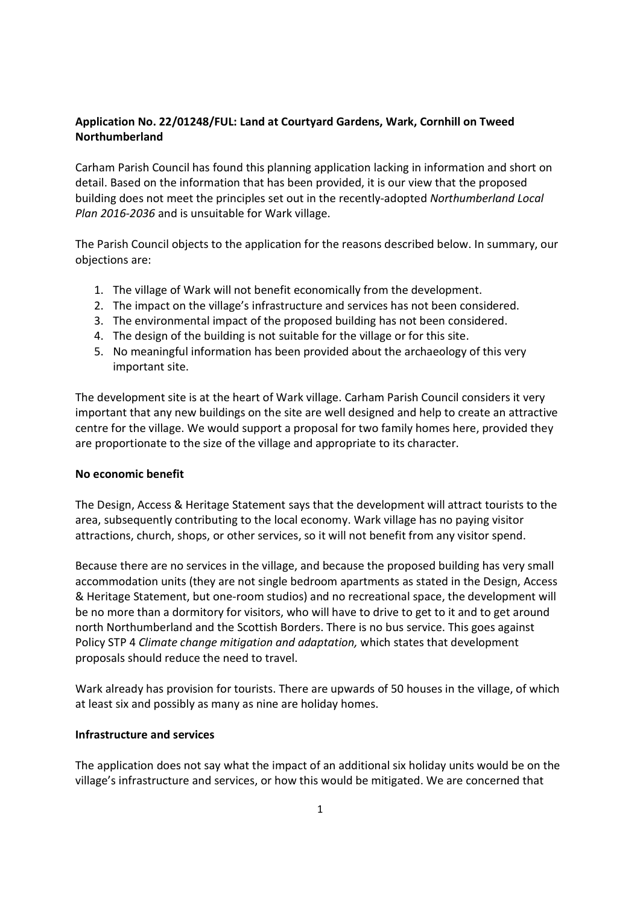**Application No. 22/01248/FUL: Land at Courtyard Gardens, Wark, Cornhill on Tweed Northumberland**

Carham Parish Council has found this planning application lacking in information and short on detail. Based on the information that has been provided, it is our view that the proposed building does not meet the principles set out in the recently-adopted *Northumberland Local Plan 2016-2036* and is unsuitable for Wark village.

The Parish Council objects to the application for the reasons described below. In summary, our objections are:

1. The village of Wark will not benefit economically from the development.
2. The impact on the village's infrastructure and services has not been considered.
3. The environmental impact of the proposed building has not been considered.
4. The design of the building is not suitable for the village or for this site.
5. No meaningful information has been provided about the archaeology of this very important site.

The development site is at the heart of Wark village. Carham Parish Council considers it very important that any new buildings on the site are well designed and help to create an attractive centre for the village. We would support a proposal for two family homes here, provided they are proportionate to the size of the village and appropriate to its character.

**No economic benefit**

The Design, Access & Heritage Statement says that the development will attract tourists to the area, subsequently contributing to the local economy. Wark village has no paying visitor attractions, church, shops, or other services, so it will not benefit from any visitor spend.

Because there are no services in the village, and because the proposed building has very small accommodation units (they are not single bedroom apartments as stated in the Design, Access & Heritage Statement, but one-room studios) and no recreational space, the development will be no more than a dormitory for visitors, who will have to drive to get to it and to get around north Northumberland and the Scottish Borders. There is no bus service. This goes against Policy STP 4 *Climate change mitigation and adaptation,* which states that development proposals should reduce the need to travel.

Wark already has provision for tourists. There are upwards of 50 houses in the village, of which at least six and possibly as many as nine are holiday homes.

**Infrastructure and services**

The application does not say what the impact of an additional six holiday units would be on the village's infrastructure and services, or how this would be mitigated. We are concerned that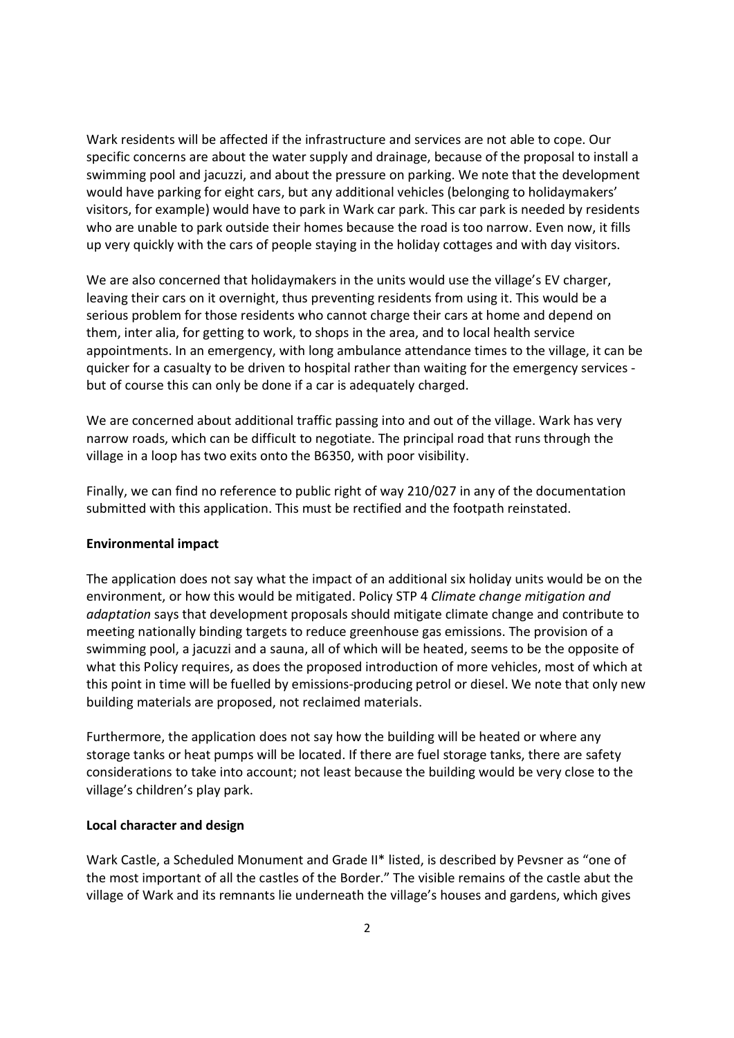Wark residents will be affected if the infrastructure and services are not able to cope. Our specific concerns are about the water supply and drainage, because of the proposal to install a swimming pool and jacuzzi, and about the pressure on parking. We note that the development would have parking for eight cars, but any additional vehicles (belonging to holidaymakers' visitors, for example) would have to park in Wark car park. This car park is needed by residents who are unable to park outside their homes because the road is too narrow. Even now, it fills up very quickly with the cars of people staying in the holiday cottages and with day visitors.

We are also concerned that holidaymakers in the units would use the village's EV charger, leaving their cars on it overnight, thus preventing residents from using it. This would be a serious problem for those residents who cannot charge their cars at home and depend on them, inter alia, for getting to work, to shops in the area, and to local health service appointments. In an emergency, with long ambulance attendance times to the village, it can be quicker for a casualty to be driven to hospital rather than waiting for the emergency services - but of course this can only be done if a car is adequately charged.

We are concerned about additional traffic passing into and out of the village. Wark has very narrow roads, which can be difficult to negotiate. The principal road that runs through the village in a loop has two exits onto the B6350, with poor visibility.

Finally, we can find no reference to public right of way 210/027 in any of the documentation submitted with this application. This must be rectified and the footpath reinstated.

**Environmental impact**

The application does not say what the impact of an additional six holiday units would be on the environment, or how this would be mitigated. Policy STP 4 *Climate change mitigation and adaptation* says that development proposals should mitigate climate change and contribute to meeting nationally binding targets to reduce greenhouse gas emissions. The provision of a swimming pool, a jacuzzi and a sauna, all of which will be heated, seems to be the opposite of what this Policy requires, as does the proposed introduction of more vehicles, most of which at this point in time will be fuelled by emissions-producing petrol or diesel. We note that only new building materials are proposed, not reclaimed materials.

Furthermore, the application does not say how the building will be heated or where any storage tanks or heat pumps will be located. If there are fuel storage tanks, there are safety considerations to take into account; not least because the building would be very close to the village's children's play park.

**Local character and design**

Wark Castle, a Scheduled Monument and Grade II* listed, is described by Pevsner as "one of the most important of all the castles of the Border." The visible remains of the castle abut the village of Wark and its remnants lie underneath the village's houses and gardens, which gives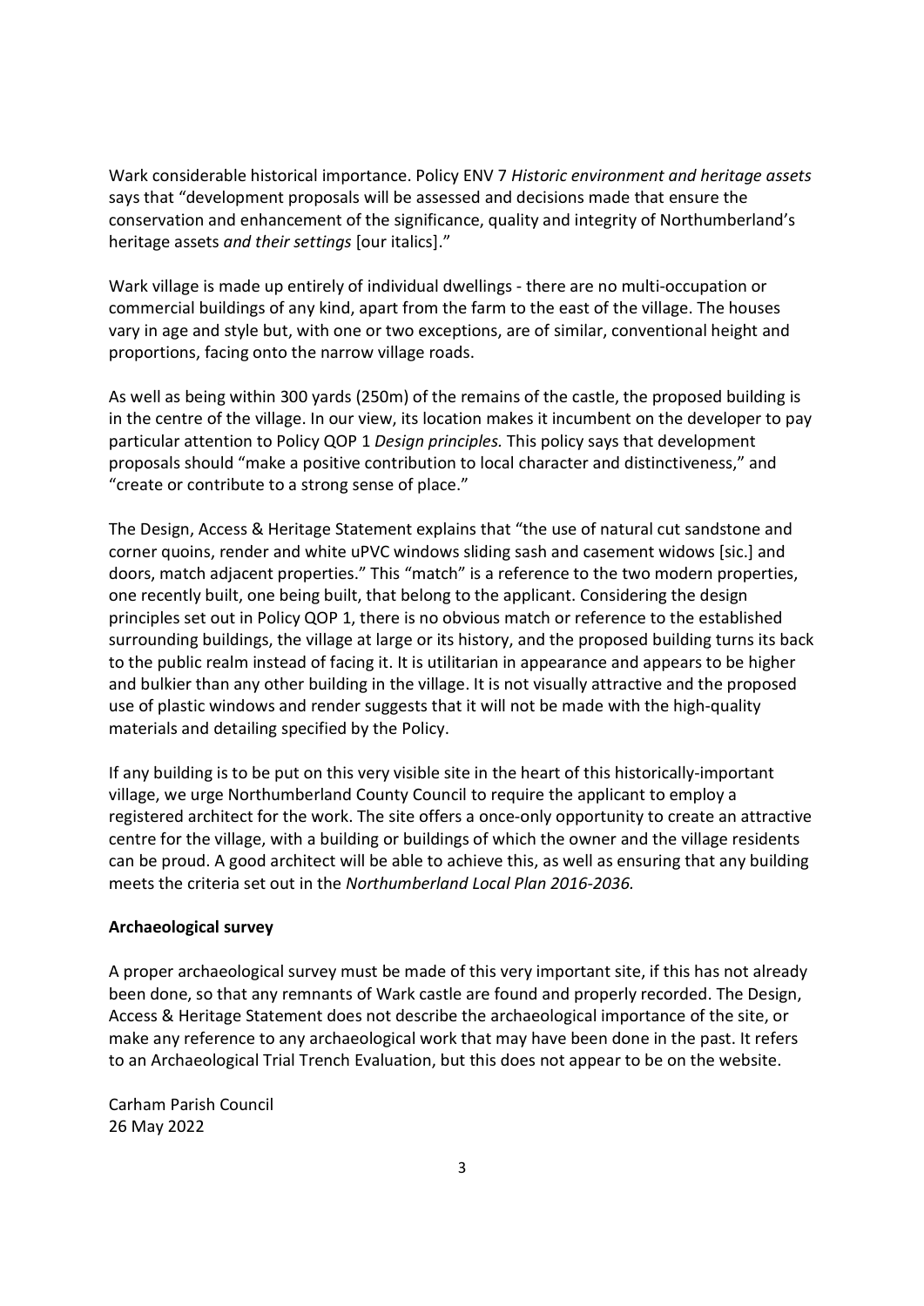Wark considerable historical importance. Policy ENV 7 *Historic environment and heritage assets* says that "development proposals will be assessed and decisions made that ensure the conservation and enhancement of the significance, quality and integrity of Northumberland's heritage assets *and their settings* [our italics]."

Wark village is made up entirely of individual dwellings - there are no multi-occupation or commercial buildings of any kind, apart from the farm to the east of the village. The houses vary in age and style but, with one or two exceptions, are of similar, conventional height and proportions, facing onto the narrow village roads.

As well as being within 300 yards (250m) of the remains of the castle, the proposed building is in the centre of the village. In our view, its location makes it incumbent on the developer to pay particular attention to Policy QOP 1 *Design principles.* This policy says that development proposals should "make a positive contribution to local character and distinctiveness," and "create or contribute to a strong sense of place."

The Design, Access & Heritage Statement explains that "the use of natural cut sandstone and corner quoins, render and white uPVC windows sliding sash and casement widows [sic.] and doors, match adjacent properties." This "match" is a reference to the two modern properties, one recently built, one being built, that belong to the applicant. Considering the design principles set out in Policy QOP 1, there is no obvious match or reference to the established surrounding buildings, the village at large or its history, and the proposed building turns its back to the public realm instead of facing it. It is utilitarian in appearance and appears to be higher and bulkier than any other building in the village. It is not visually attractive and the proposed use of plastic windows and render suggests that it will not be made with the high-quality materials and detailing specified by the Policy.

If any building is to be put on this very visible site in the heart of this historically-important village, we urge Northumberland County Council to require the applicant to employ a registered architect for the work. The site offers a once-only opportunity to create an attractive centre for the village, with a building or buildings of which the owner and the village residents can be proud. A good architect will be able to achieve this, as well as ensuring that any building meets the criteria set out in the *Northumberland Local Plan 2016-2036.*

**Archaeological survey**

A proper archaeological survey must be made of this very important site, if this has not already been done, so that any remnants of Wark castle are found and properly recorded. The Design, Access & Heritage Statement does not describe the archaeological importance of the site, or make any reference to any archaeological work that may have been done in the past. It refers to an Archaeological Trial Trench Evaluation, but this does not appear to be on the website.

Carham Parish Council
26 May 2022